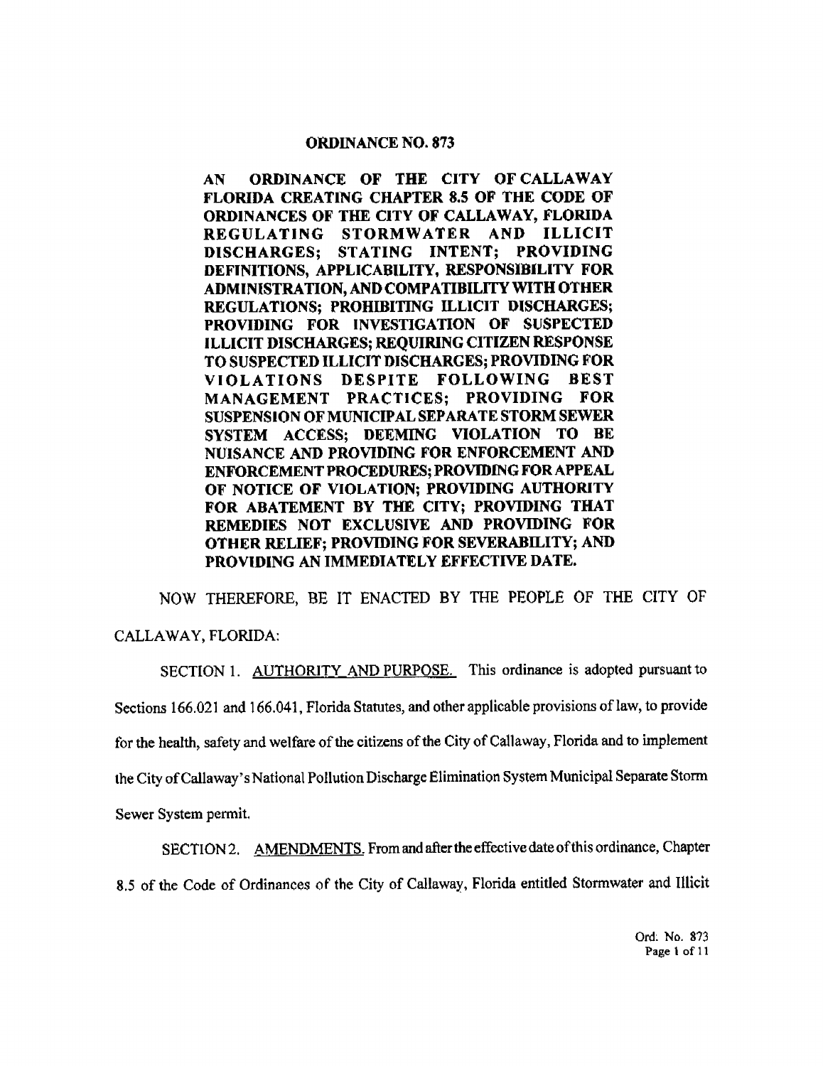# ORDINANCE NO. 873

**AN ORDINANCE OF THE CITY OF CALLAWAY FLORIDA CREATING CHAPTER 8.5 OF THE CODE OF ORDINANCES OF THE CITY OF CALLAWAY, FLORIDA REGULATING STORMWATER AND ILLICIT DISCHARGES; STATING INTENT; PROVIDING DEFINITIONS, APPLICABILITY, RESPONSIBILITY FOR ADMINISTRATION, AND COMPATIBILITY WITH OTHER REGULATIONS; PROHIBITING ILLICIT DISCHARGES; PROVIDING FOR INVESTIGATION OF SUSPECTED ILLICIT DISCHARGES; REQUIRING CITIZEN RESPONSE TO SUSPECTED ILLICIT DISCHARGES; PROVIDING FOR VIOLATIONS DESPITE FOLLOWING BEST MANAGEMENT PRACTICES; PROVIDING FOR SUSPENSION OF MUNICIPAL SEPARATE STORM SEWER SYSTEM ACCESS; DEEMING VIOLATION TO BE NUISANCE AND PROVIDING FOR ENFORCEMENT AND ENFORCEMENT PROCEDURES; PROVIDING FOR APPEAL OF NOTICE OF VIOLATION; PROVIDING AUTHORITY FOR ABATEMENT BY THE CITY; PROVIDING THAT REMEDIES NOT EXCLUSIVE AND PROVIDING FOR OTHER RELIEF; PROVIDING FOR SEVERABILITY; AND PROVIDING AN IMMEDIATELY EFFECTIVE DATE.**

NOW THEREFORE, BE IT ENACTED BY THE PEOPLE OF THE CITY OF CALLAWAY, FLORIDA:

SECTION 1. AUTHORITY AND PURPOSE. This ordinance is adopted pursuant to Sections 166.021 and 166.041, Florida Statutes, and other applicable provisions of law, to provide for the health, safety and welfare of the citizens of the City of Callaway, Florida and to implement the City of Callaway's National Pollution Discharge Elimination System Municipal Separate Storm Sewer System permit.

SECTION 2. AMENDMENTS. From and after the effective date of this ordinance, Chapter 8.5 of the Code of Ordinances of the City of Callaway, Florida entitled Stormwater and Illicit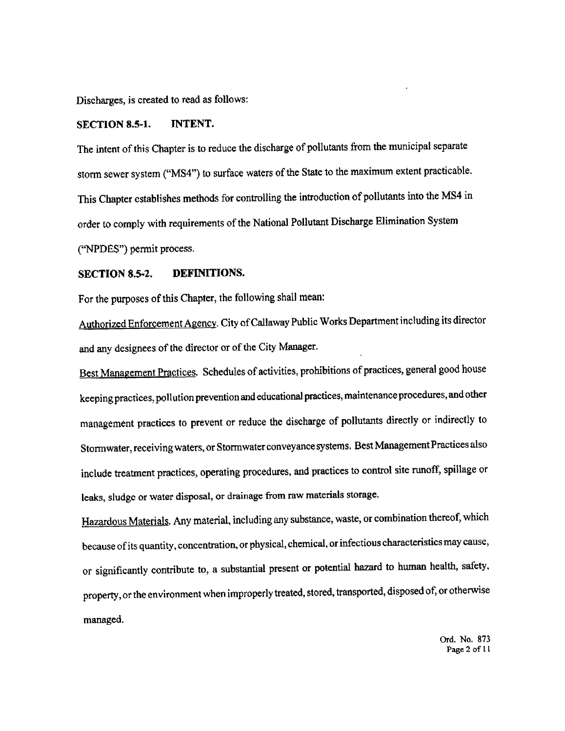Discharges, is created to read as follows:

## SECTION 8.5-1. INTENT.

The intent of this Chapter is to reduce the discharge of pollutants from the municipal separate storm sewer system ("MS4") to surface waters of the State to the maximum extent practicable. This Chapter establishes methods for controlling the introduction of pollutants into the MS4 in order to comply with requirements of the National Pollutant Discharge Elimination System ("NPDES") permit process.

## SECTION 8.5-2. DEFINITIONS.

For the purposes of this Chapter, the following shall mean:

Authorized Enforcement Agency. City of Callaway Public Works Department including its director and any designees of the director or of the City Manager.

Best Management Practices. Schedules of activities, prohibitions of practices, general good house keeping practices, pollution prevention and educational practices, maintenance procedures, and other management practices to prevent or reduce the discharge of pollutants directly or indirectly to Stormwater, receiving waters, or Stormwater conveyance systems. Best Management Practices also include treatment practices, operating procedures, and practices to control site runoff, spillage or leaks, sludge or water disposal, or drainage from raw materials storage.

Hazardous Materials. Any material, including any substance, waste, or combination thereof, which because of its quantity, concentration, or physical, chemical, or infectious characteristics may cause, or significantly contribute to, a substantial present or potential hazard to human health, safety, property, or the environment when improperly treated, stored, transported, disposed of, or otherwise managed.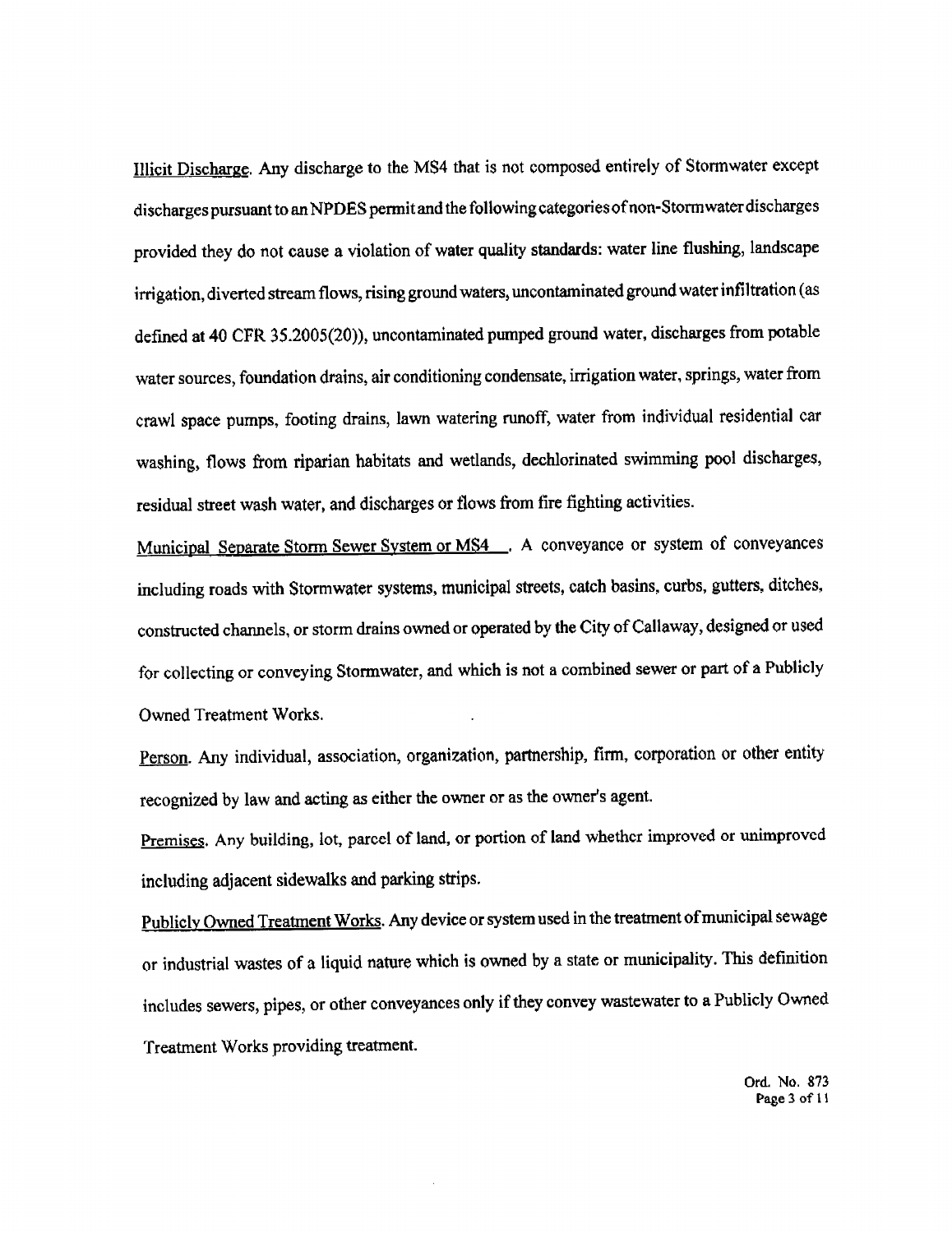Illicit Discharge. Any discharge to the MS4 that is not composed entirely of Stormwater except discharges pursuant to an NPDES permit and the following categories of non-Stormwater discharges provided they do not cause a violation of water quality standards: water line flushing, landscape irrigation, diverted stream flows, rising ground waters, uncontaminated ground water infiltration (as defined at 40 CFR 35.2005(20)), uncontaminated pumped ground water, discharges from potable water sources, foundation drains, air conditioning condensate, irrigation water, springs, water from crawl space pumps, footing drains, lawn watering runoff, water from individual residential car washing, flows from riparian habitats and wetlands, dechlorinated swimming pool discharges, residual street wash water, and discharges or flows from fire fighting activities.

Municipal Separate Storm Sewer System or MS4. A conveyance or system of conveyances including roads with Stormwater systems, municipal streets, catch basins, curbs, gutters, ditches, constructed channels, or storm drains owned or operated by the City of Callaway, designed or used for collecting or conveying Stormwater, and which is not a combined sewer or part of a Publicly Owned Treatment Works.

Person. Any individual, association, organization, partnership, firm, corporation or other entity recognized by law and acting as either the owner or as the owner's agent.

Premises. Any building, lot, parcel of land, or portion of land whether improved or unimproved including adjacent sidewalks and parking strips.

Publicly Owned Treatment Works. Any device or system used in the treatment of municipal sewage or industrial wastes of a liquid nature which is owned by a state or municipality. This definition includes sewers, pipes, or other conveyances only if they convey wastewater to a Publicly Owned Treatment Works providing treatment.

Ord. No. 873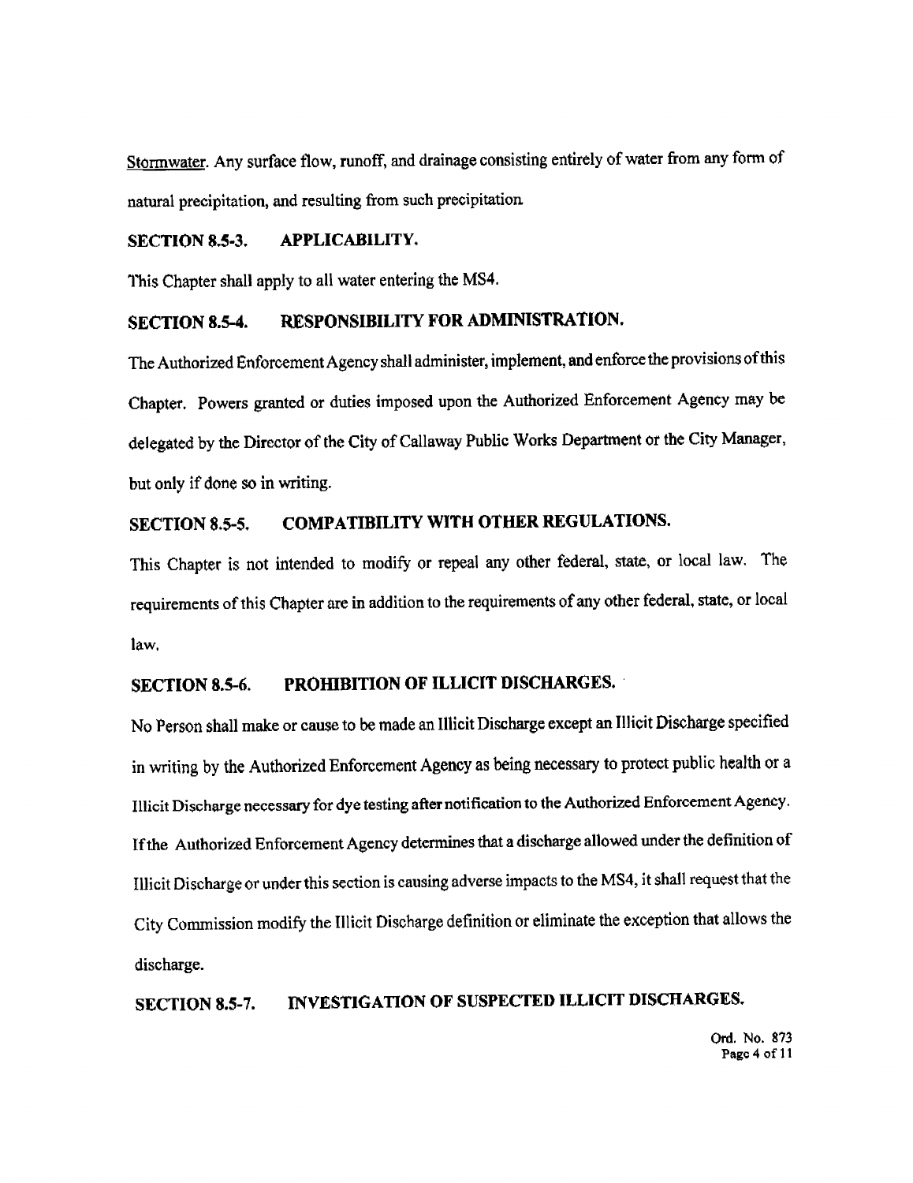<u>Stormwater</u>. Any surface flow, runoff, and drainage consisting entirely of water from any form of natural precipitation, and resulting from such precipitation

## SECTION 8.5-3. APPLICABILITY.

This Chapter shall apply to all water entering the MS4.

## SECTION 8.5-4. RESPONSIBILITY FOR ADMINISTRATION.

The Authorized Enforcement Agency shall administer, implement, and enforce the provisions of this Chapter. Powers granted or duties imposed upon the Authorized Enforcement Agency may be delegated by the Director of the City of Callaway Public Works Department or the City Manager, but only if done so in writing.

## SECTION 8.5-5. COMPATIBILITY WITH OTHER REGULATIONS.

This Chapter is not intended to modify or repeal any other federal, state, or local law. The requirements of this Chapter are in addition to the requirements of any other federal, state, or local law.

## SECTION 8.5-6. PROHIBITION OF ILLICIT DISCHARGES.

No Person shall make or cause to be made an Illicit Discharge except an Illicit Discharge specified in writing by the Authorized Enforcement Agency as being necessary to protect public health or a Illicit Discharge necessary for dye testing after notification to the Authorized Enforcement Agency. If the Authorized Enforcement Agency determines that a discharge allowed under the definition of Illicit Discharge or under this section is causing adverse impacts to the MS4, it shall request that the City Commission modify the Illicit Discharge definition or eliminate the exception that allows the discharge.

## SECTION 8.5-7. INVESTIGATION OF SUSPECTED ILLICIT DISCHARGES.

Ord. No. 873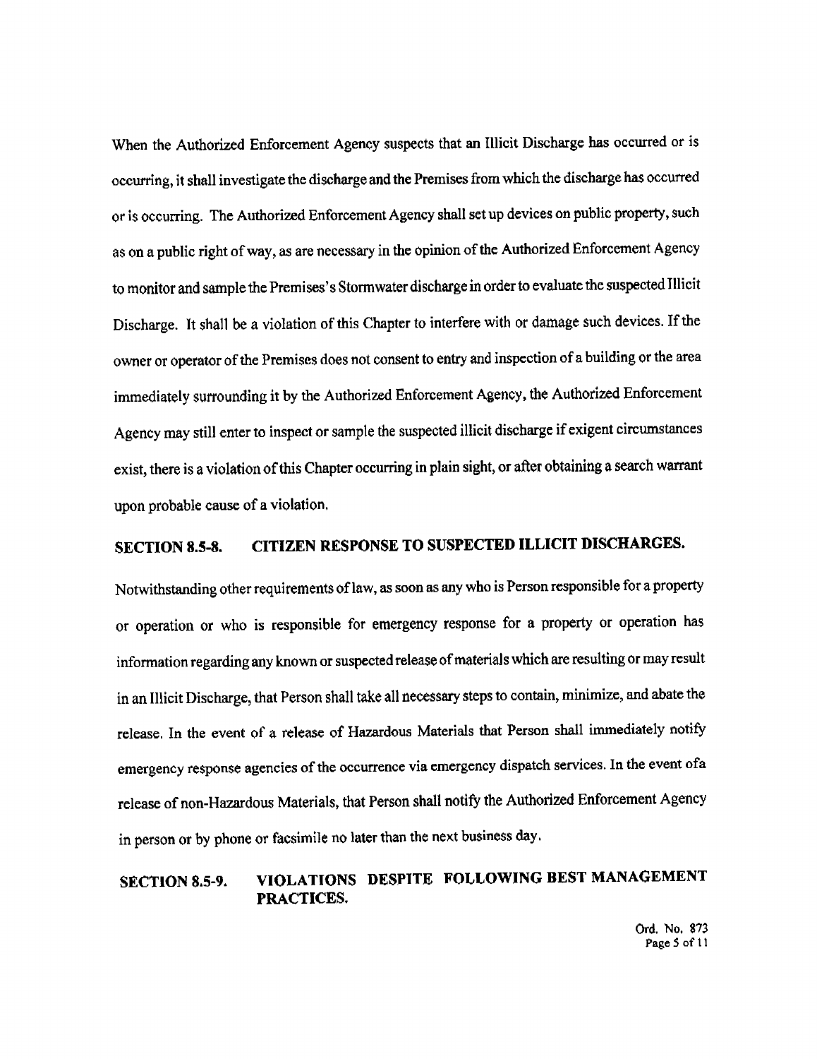When the Authorized Enforcement Agency suspects that an Illicit Discharge has occurred or is occurring, it shall investigate the discharge and the Premises from which the discharge has occurred or is occurring. The Authorized Enforcement Agency shall set up devices on public property, such as on a public right of way, as are necessary in the opinion of the Authorized Enforcement Agency to monitor and sample the Premises's Stormwater discharge in order to evaluate the suspected Illicit Discharge. It shall be a violation of this Chapter to interfere with or damage such devices. If the owner or operator of the Premises does not consent to entry and inspection of a building or the area immediately surrounding it by the Authorized Enforcement Agency, the Authorized Enforcement Agency may still enter to inspect or sample the suspected illicit discharge if exigent circumstances exist, there is a violation of this Chapter occurring in plain sight, or after obtaining a search warrant upon probable cause of a violation.

## SECTION 8.5-8. CITIZEN RESPONSE TO SUSPECTED ILLICIT DISCHARGES.

Notwithstanding other requirements of law, as soon as any who is Person responsible for a property or operation or who is responsible for emergency response for a property or operation has information regarding any known or suspected release of materials which are resulting or may result in an Illicit Discharge, that Person shall take all necessary steps to contain, minimize, and abate the release. In the event of a release of Hazardous Materials that Person shall immediately notify emergency response agencies of the occurrence via emergency dispatch services. In the event ofa release of non-Hazardous Materials, that Person shall notify the Authorized Enforcement Agency in person or by phone or facsimile no later than the next business day.

## SECTION 8.5-9. VIOLATIONS DESPITE FOLLOWING BEST MANAGEMENT PRACTICES.

Ord. No. 873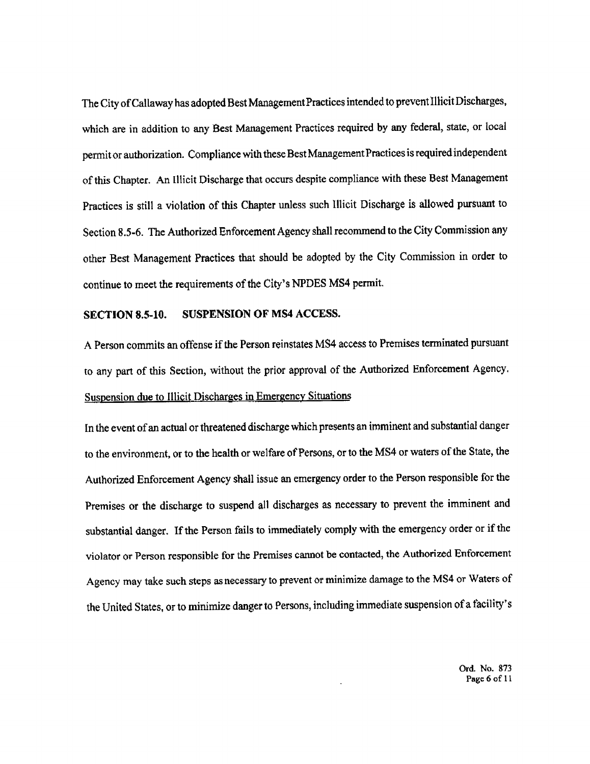The City of Callaway has adopted Best Management Practices intended to prevent Illicit Discharges, which are in addition to any Best Management Practices required by any federal, state, or local permit or authorization. Compliance with these Best Management Practices is required independent of this Chapter. An Illicit Discharge that occurs despite compliance with these Best Management Practices is still a violation of this Chapter unless such Illicit Discharge is allowed pursuant to Section 8.5-6. The Authorized Enforcement Agency shall recommend to the City Commission any other Best Management Practices that should be adopted by the City Commission in order to continue to meet the requirements of the City's NPDES MS4 permit.

## SECTION 8.5-10. SUSPENSION OF MS4 ACCESS.

A Person commits an offense if the Person reinstates MS4 access to Premises terminated pursuant to any part of this Section, without the prior approval of the Authorized Enforcement Agency.

Suspension due to Illicit Discharges in Emergency Situations

In the event of an actual or threatened discharge which presents an imminent and substantial danger to the environment, or to the health or welfare of Persons, or to the MS4 or waters of the State, the Authorized Enforcement Agency shall issue an emergency order to the Person responsible for the Premises or the discharge to suspend all discharges as necessary to prevent the imminent and substantial danger. If the Person fails to immediately comply with the emergency order or if the violator or Person responsible for the Premises cannot be contacted, the Authorized Enforcement Agency may take such steps as necessary to prevent or minimize damage to the MS4 or Waters of the United States, or to minimize danger to Persons, including immediate suspension of a facility's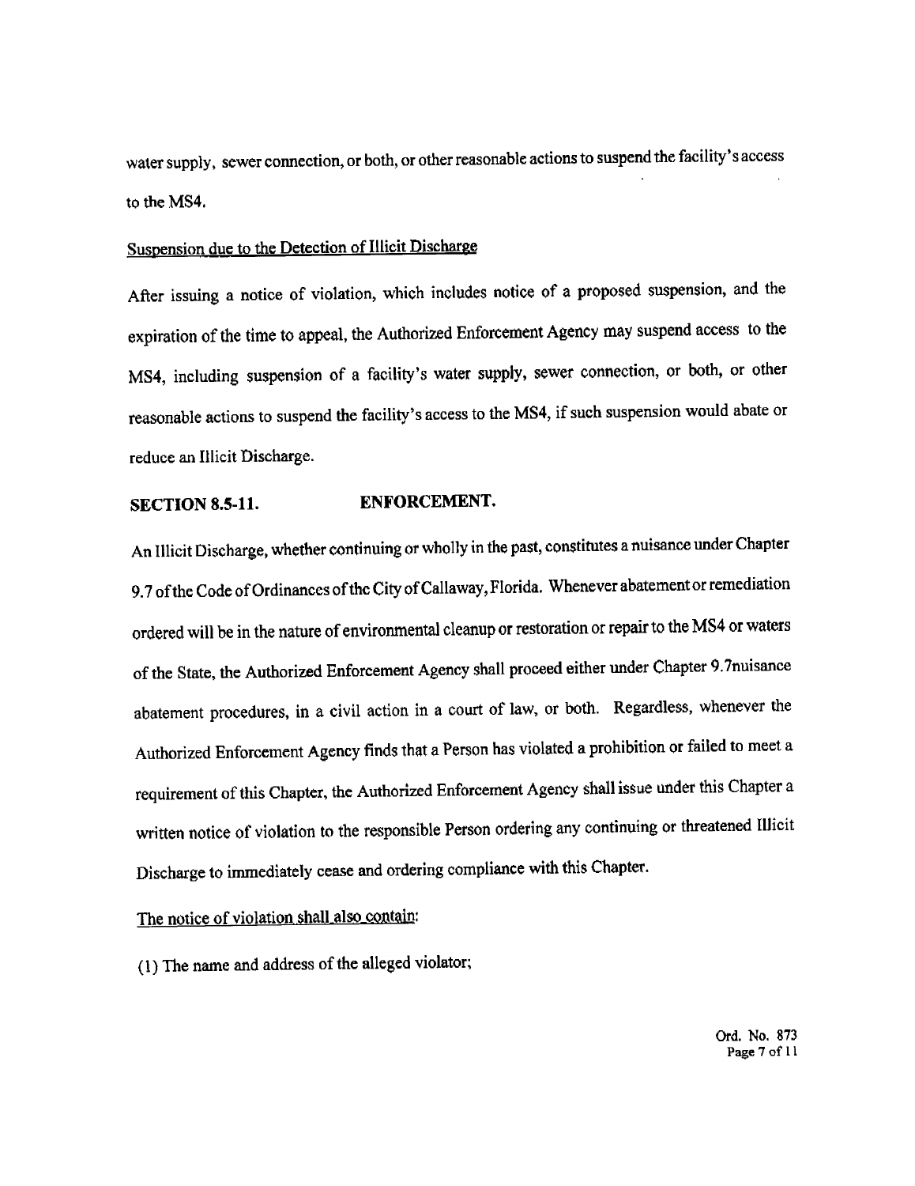water supply, sewer connection, or both, or other reasonable actions to suspend the facility's access to the MS4.

Suspension due to the Detection of Illicit Discharge

After issuing a notice of violation, which includes notice of a proposed suspension, and the expiration of the time to appeal, the Authorized Enforcement Agency may suspend access to the MS4, including suspension of a facility's water supply, sewer connection, or both, or other reasonable actions to suspend the facility's access to the MS4, if such suspension would abate or reduce an Illicit Discharge.

**SECTION 8.5-11. ENFORCEMENT.**

An Illicit Discharge, whether continuing or wholly in the past, constitutes a nuisance under Chapter 9.7 of the Code of Ordinances of the City of Callaway, Florida. Whenever abatement or remediation ordered will be in the nature of environmental cleanup or restoration or repair to the MS4 or waters of the State, the Authorized Enforcement Agency shall proceed either under Chapter 9.7nuisance abatement procedures, in a civil action in a court of law, or both. Regardless, whenever the Authorized Enforcement Agency finds that a Person has violated a prohibition or failed to meet a requirement of this Chapter, the Authorized Enforcement Agency shall issue under this Chapter a written notice of violation to the responsible Person ordering any continuing or threatened Illicit Discharge to immediately cease and ordering compliance with this Chapter.

The notice of violation shall also contain:

(1) The name and address of the alleged violator;

Ord. No. 873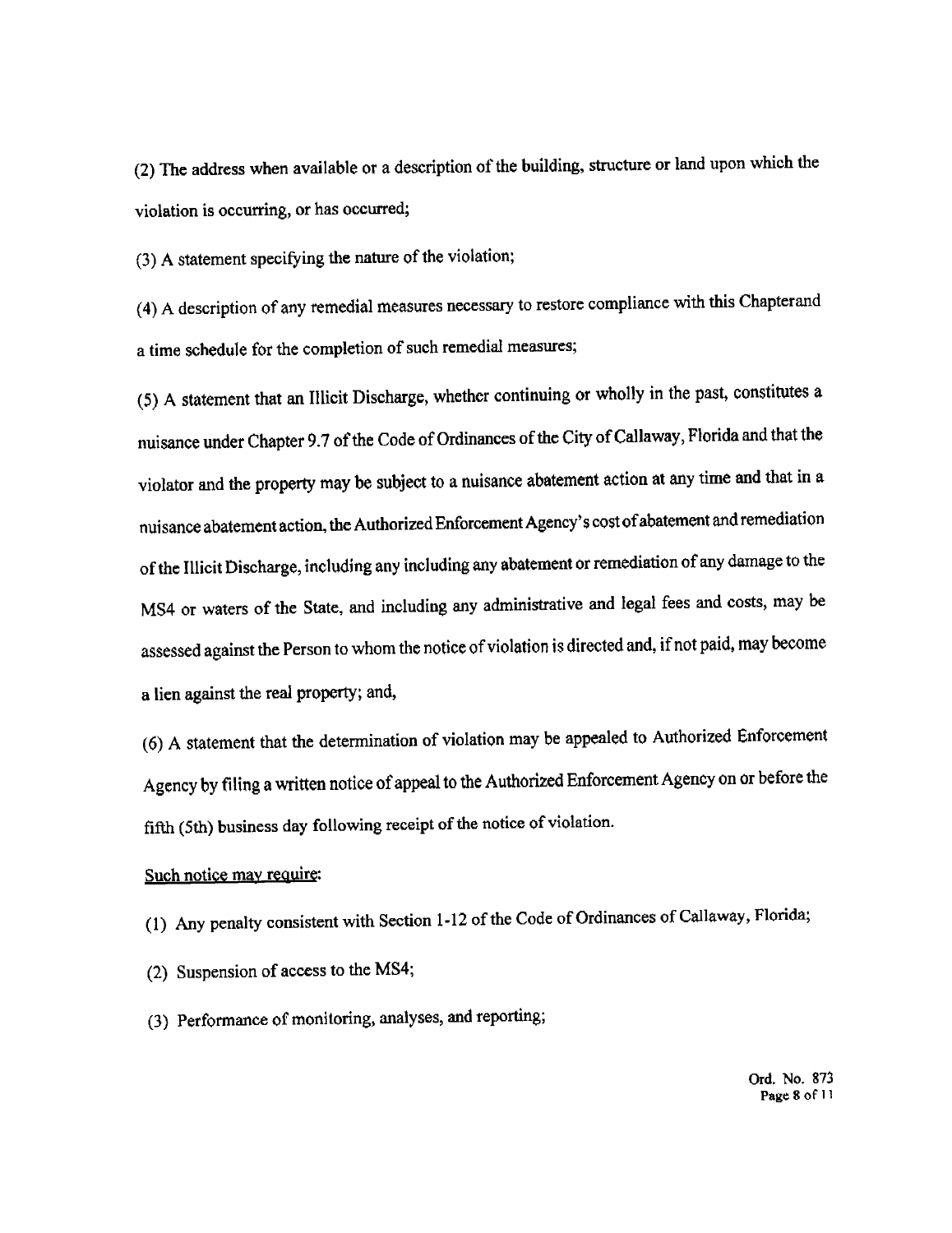(2) The address when available or a description of the building, structure or land upon which the violation is occurring, or has occurred;

(3) A statement specifying the nature of the violation;

(4) A description of any remedial measures necessary to restore compliance with this Chapterand a time schedule for the completion of such remedial measures;

(5) A statement that an Illicit Discharge, whether continuing or wholly in the past, constitutes a nuisance under Chapter 9.7 of the Code of Ordinances of the City of Callaway, Florida and that the violator and the property may be subject to a nuisance abatement action at any time and that in a nuisance abatement action, the Authorized Enforcement Agency's cost of abatement and remediation of the Illicit Discharge, including any including any abatement or remediation of any damage to the MS4 or waters of the State, and including any administrative and legal fees and costs, may be assessed against the Person to whom the notice of violation is directed and, if not paid, may become a lien against the real property; and,

(6) A statement that the determination of violation may be appealed to Authorized Enforcement Agency by filing a written notice of appeal to the Authorized Enforcement Agency on or before the fifth (5th) business day following receipt of the notice of violation.

Such notice may require:

(1) Any penalty consistent with Section 1-12 of the Code of Ordinances of Callaway, Florida;

(2) Suspension of access to the MS4;

(3) Performance of monitoring, analyses, and reporting;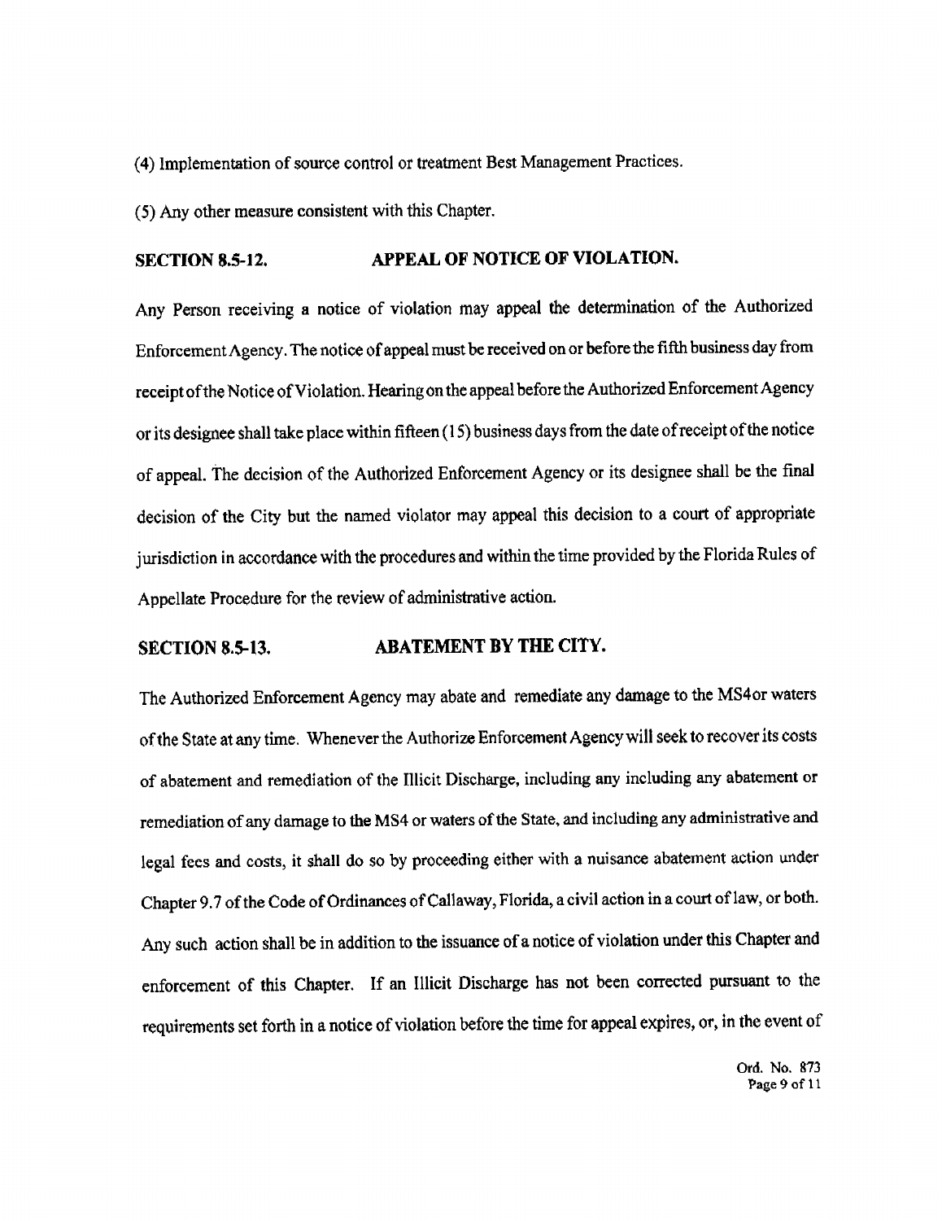(4) Implementation of source control or treatment Best Management Practices.

(5) Any other measure consistent with this Chapter.

## SECTION 8.5-12. APPEAL OF NOTICE OF VIOLATION.

Any Person receiving a notice of violation may appeal the determination of the Authorized Enforcement Agency. The notice of appeal must be received on or before the fifth business day from receipt of the Notice of Violation. Hearing on the appeal before the Authorized Enforcement Agency or its designee shall take place within fifteen (15) business days from the date of receipt of the notice of appeal. The decision of the Authorized Enforcement Agency or its designee shall be the final decision of the City but the named violator may appeal this decision to a court of appropriate jurisdiction in accordance with the procedures and within the time provided by the Florida Rules of Appellate Procedure for the review of administrative action.

## SECTION 8.5-13. ABATEMENT BY THE CITY.

The Authorized Enforcement Agency may abate and remediate any damage to the MS4or waters of the State at any time. Whenever the Authorize Enforcement Agency will seek to recover its costs of abatement and remediation of the Illicit Discharge, including any including any abatement or remediation of any damage to the MS4 or waters of the State, and including any administrative and legal fees and costs, it shall do so by proceeding either with a nuisance abatement action under Chapter 9.7 of the Code of Ordinances of Callaway, Florida, a civil action in a court of law, or both. Any such action shall be in addition to the issuance of a notice of violation under this Chapter and enforcement of this Chapter. If an Illicit Discharge has not been corrected pursuant to the requirements set forth in a notice of violation before the time for appeal expires, or, in the event of

Ord. No. 873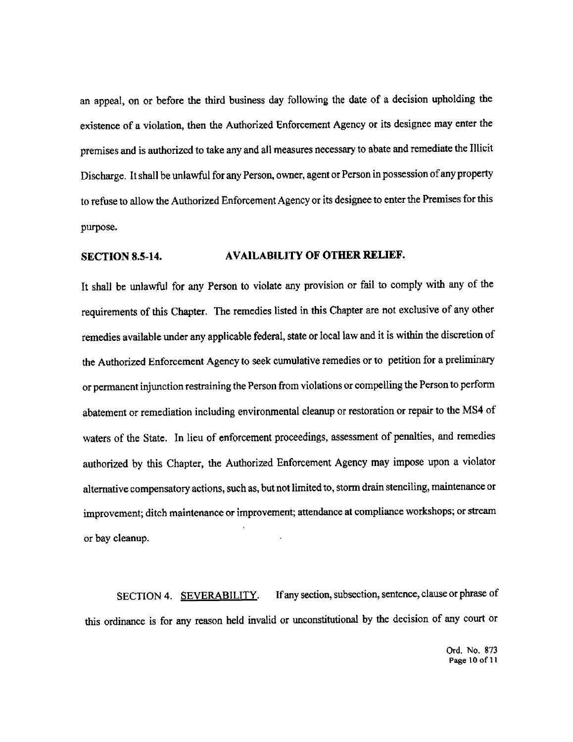an appeal, on or before the third business day following the date of a decision upholding the existence of a violation, then the Authorized Enforcement Agency or its designee may enter the premises and is authorized to take any and all measures necessary to abate and remediate the Illicit Discharge. It shall be unlawful for any Person, owner, agent or Person in possession of any property to refuse to allow the Authorized Enforcement Agency or its designee to enter the Premises for this purpose.

**SECTION 8.5-14. AVAILABILITY OF OTHER RELIEF.**

It shall be unlawful for any Person to violate any provision or fail to comply with any of the requirements of this Chapter. The remedies listed in this Chapter are not exclusive of any other remedies available under any applicable federal, state or local law and it is within the discretion of the Authorized Enforcement Agency to seek cumulative remedies or to petition for a preliminary or permanent injunction restraining the Person from violations or compelling the Person to perform abatement or remediation including environmental cleanup or restoration or repair to the MS4 of waters of the State. In lieu of enforcement proceedings, assessment of penalties, and remedies authorized by this Chapter, the Authorized Enforcement Agency may impose upon a violator alternative compensatory actions, such as, but not limited to, storm drain stenciling, maintenance or improvement; ditch maintenance or improvement; attendance at compliance workshops; or stream or bay cleanup.

SECTION 4. SEVERABILITY. If any section, subsection, sentence, clause or phrase of this ordinance is for any reason held invalid or unconstitutional by the decision of any court or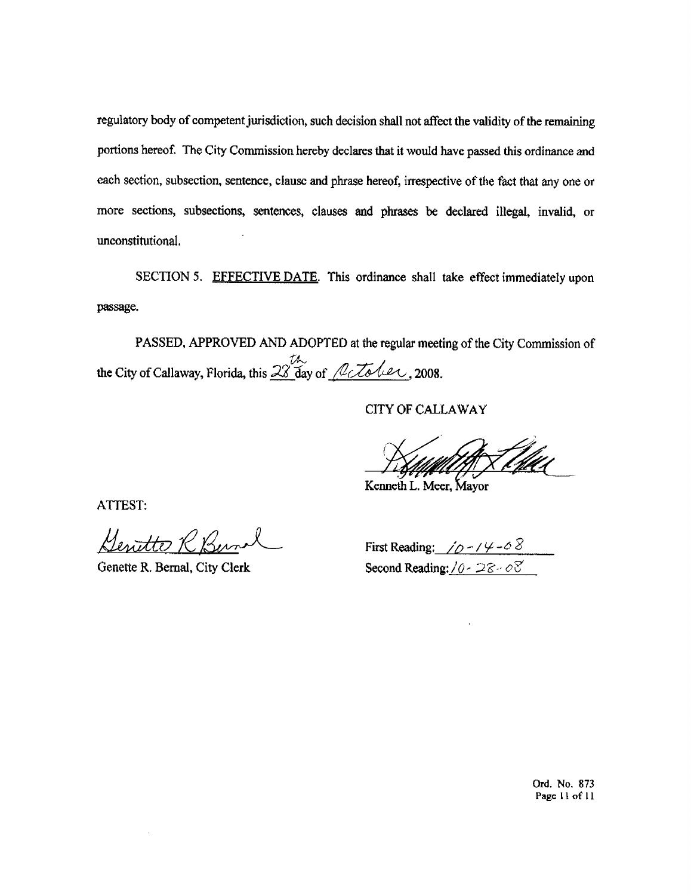regulatory body of competent jurisdiction, such decision shall not affect the validity of the remaining portions hereof. The City Commission hereby declares that it would have passed this ordinance and each section, subsection, sentence, clause and phrase hereof, irrespective of the fact that any one or more sections, subsections, sentences, clauses and phrases be declared illegal, invalid, or unconstitutional.

SECTION 5. EFFECTIVE DATE. This ordinance shall take effect immediately upon passage.

PASSED, APPROVED AND ADOPTED at the regular meeting of the City Commission of the City of Callaway, Florida, this 28th day of October, 2008.

CITY OF CALLAWAY

Kenneth L. Meer, Mayor

ATTEST:

Genette R. Bernal, City Clerk

First Reading: 10-14-08

Second Reading: 10-28-08

Ord. No. 873